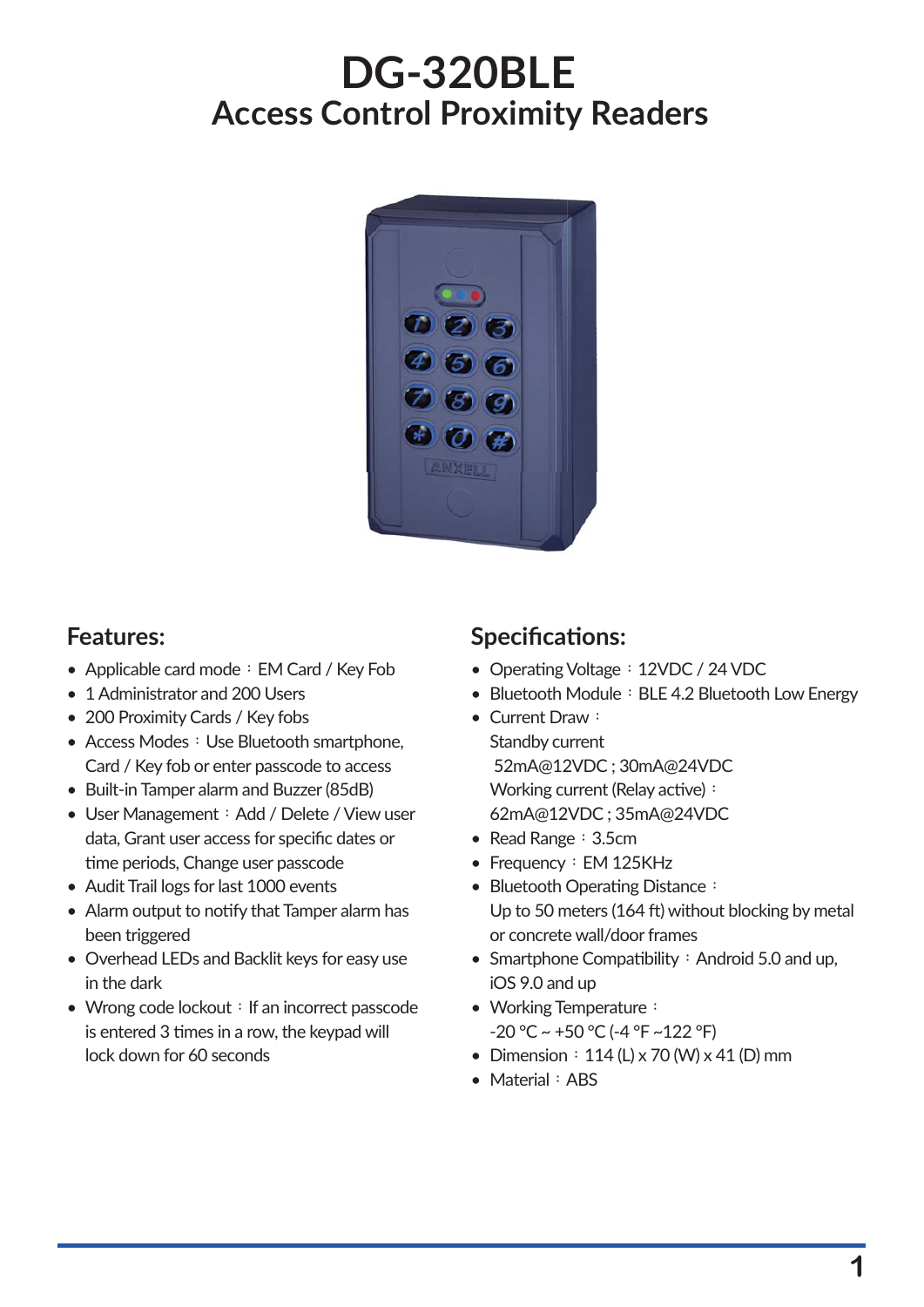# DG-320BLE

## Access Control Proximity Readers

## Features:

- Applicable card mode：EM Card / Key Fob
- 1 Administrator and 200 Users
- 200 Proximity Cards / Key fobs
- Access Modes：Use Bluetooth smartphone, Card / Key fob or enter passcode to access
- Built-in Tamper alarm and Buzzer (85dB)
- User Management：Add / Delete / View user data, Grant user access for specific dates or time periods, Change user passcode
- Audit Trail logs for last 1000 events
- Alarm output to notify that Tamper alarm has been triggered
- Overhead LEDs and Backlit keys for easy use in the dark
- Wrong code lockout：If an incorrect passcode is entered 3 times in a row, the keypad will lock down for 60 seconds

## Specifications:

- Operating Voltage：12VDC / 24 VDC
- Bluetooth Module：BLE 4.2 Bluetooth Low Energy
- Current Draw：
  Standby current
  52mA@12VDC ; 30mA@24VDC
  Working current (Relay active)：
  62mA@12VDC ; 35mA@24VDC
- Read Range：3.5cm
- Frequency：EM 125KHz
- Bluetooth Operating Distance：
  Up to 50 meters (164 ft) without blocking by metal or concrete wall/door frames
- Smartphone Compatibility：Android 5.0 and up, iOS 9.0 and up
- Working Temperature：
  -20 °C ~ +50 °C (-4 °F ~122 °F)
- Dimension：114 (L) x 70 (W) x 41 (D) mm
- Material：ABS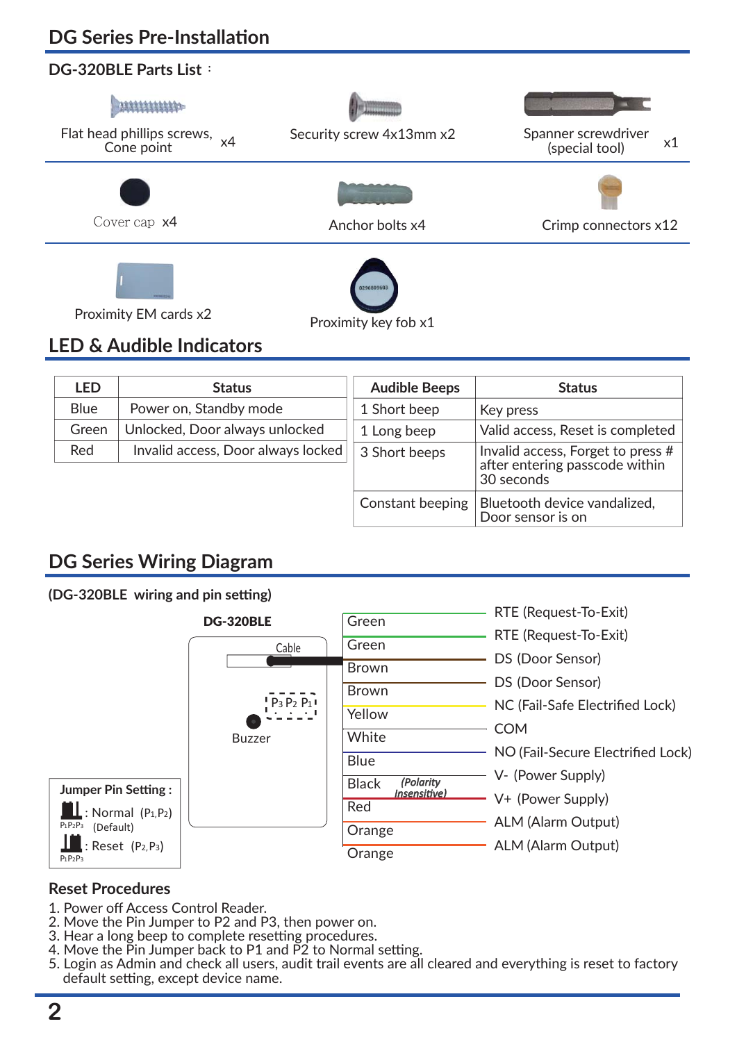## DG Series Pre-Installation

### DG-320BLE Parts List：

| | | |
|---|---|---|
| Flat head phillips screws, Cone point x4 | Security screw 4x13mm x2 | Spanner screwdriver (special tool) x1 |
| Cover cap x4 | Anchor bolts x4 | Crimp connectors x12 |
| Proximity EM cards x2 | Proximity key fob x1 | |

## LED & Audible Indicators

| LED | Status |
|---|---|
| Blue | Power on, Standby mode |
| Green | Unlocked, Door always unlocked |
| Red | Invalid access, Door always locked |

| Audible Beeps | Status |
|---|---|
| 1 Short beep | Key press |
| 1 Long beep | Valid access, Reset is completed |
| 3 Short beeps | Invalid access, Forget to press # after entering passcode within 30 seconds |
| Constant beeping | Bluetooth device vandalized, Door sensor is on |

## DG Series Wiring Diagram

**(DG-320BLE wiring and pin setting)**

**DG-320BLE**

Cable

P3 P2 P1

Buzzer

| Wire | Function |
|---|---|
| Green | RTE (Request-To-Exit) |
| Green | RTE (Request-To-Exit) |
| Brown | DS (Door Sensor) |
| Brown | DS (Door Sensor) |
| Yellow | NC (Fail-Safe Electrified Lock) |
| White | COM |
| Blue | NO (Fail-Secure Electrified Lock) |
| Black *(Polarity Insensitive)* | V- (Power Supply) |
| Red | V+ (Power Supply) |
| Orange | ALM (Alarm Output) |
| Orange | ALM (Alarm Output) |

**Jumper Pin Setting :**

- P1P2P3 : Normal (P1,P2) (Default)
- P1P2P3 : Reset (P2,P3)

### Reset Procedures

1. Power off Access Control Reader.
2. Move the Pin Jumper to P2 and P3, then power on.
3. Hear a long beep to complete resetting procedures.
4. Move the Pin Jumper back to P1 and P2 to Normal setting.
5. Login as Admin and check all users, audit trail events are all cleared and everything is reset to factory default setting, except device name.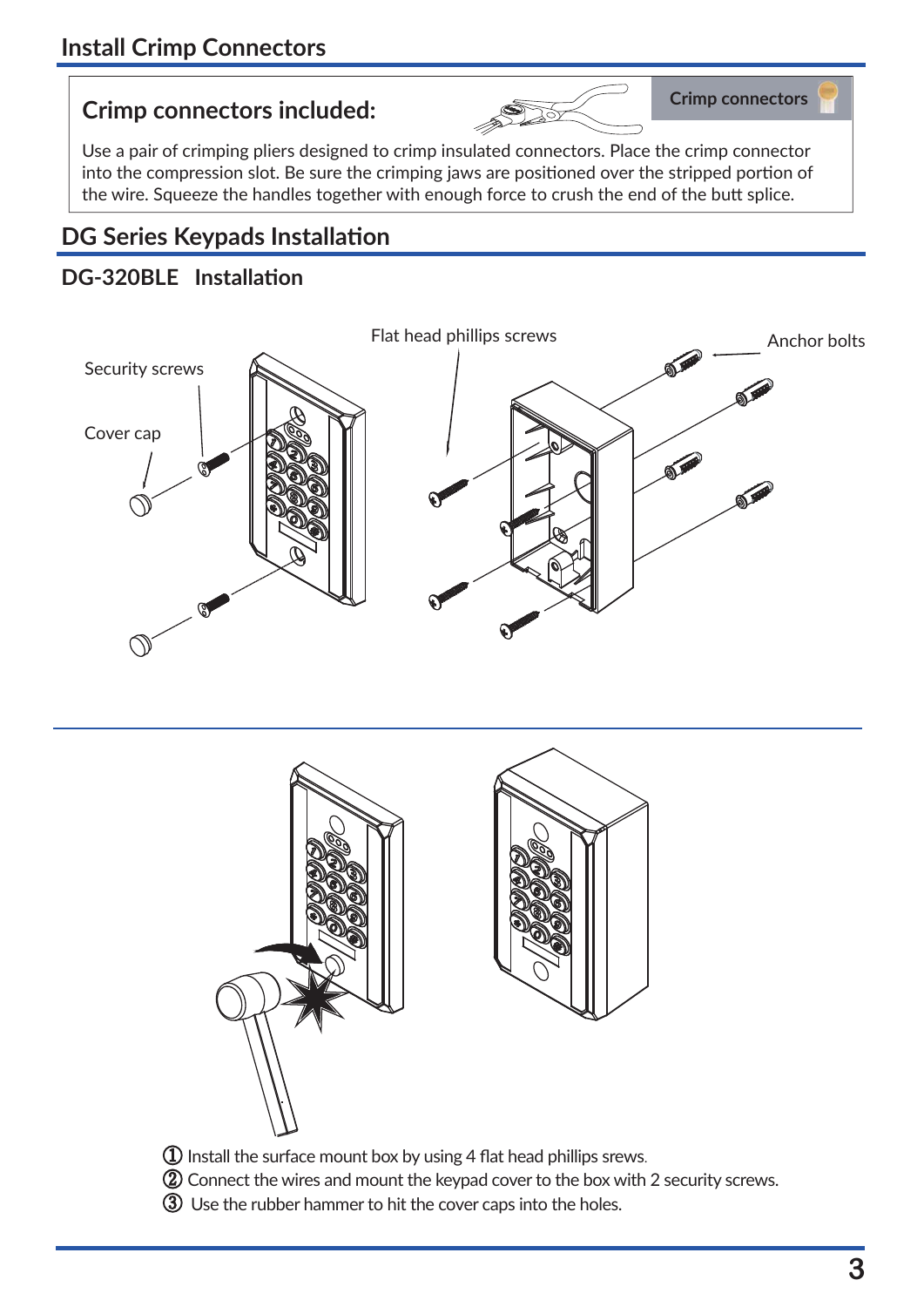## Install Crimp Connectors

### Crimp connectors included:

Crimp connectors

Use a pair of crimping pliers designed to crimp insulated connectors. Place the crimp connector into the compression slot. Be sure the crimping jaws are positioned over the stripped portion of the wire. Squeeze the handles together with enough force to crush the end of the butt splice.

## DG Series Keypads Installation

### DG-320BLE Installation

Security screws

Cover cap

Flat head phillips screws

Anchor bolts

① Install the surface mount box by using 4 flat head phillips srews.

② Connect the wires and mount the keypad cover to the box with 2 security screws.

③ Use the rubber hammer to hit the cover caps into the holes.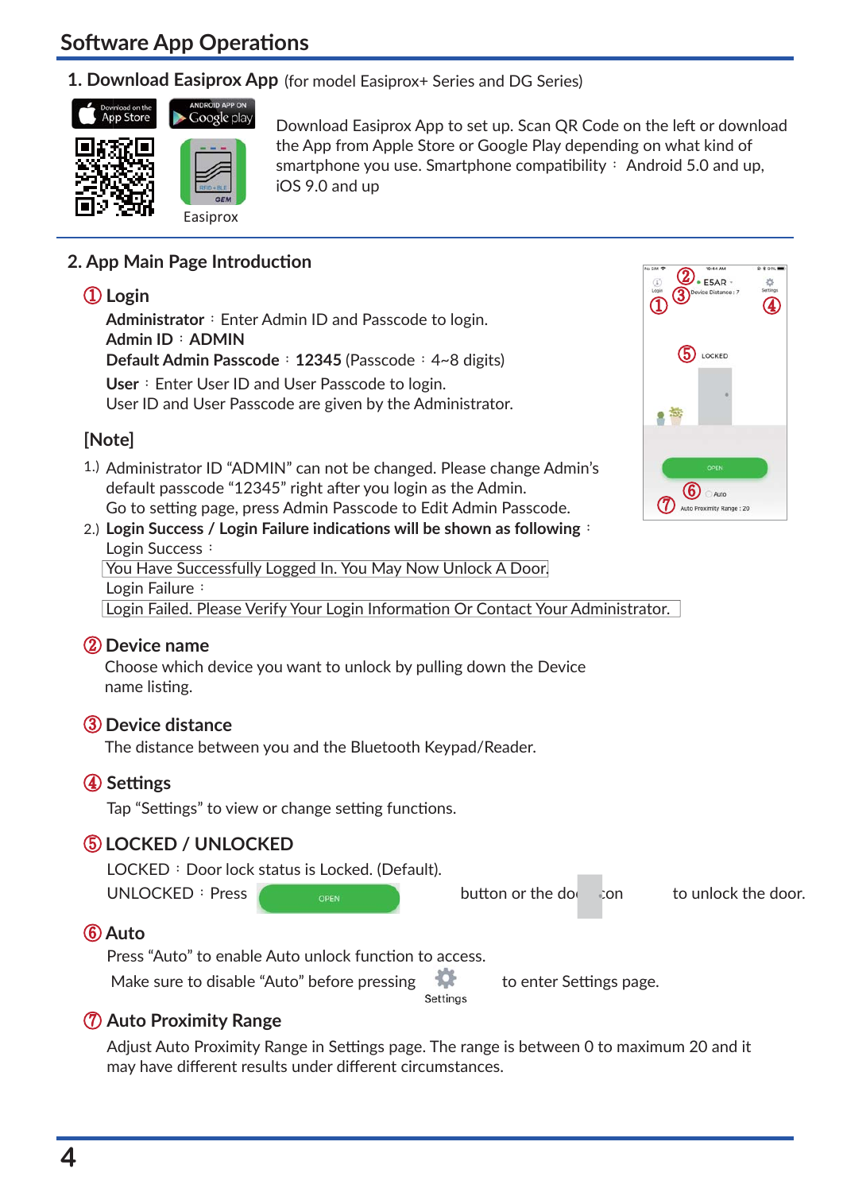## Software App Operations

### 1. Download Easiprox App (for model Easiprox+ Series and DG Series)

Easiprox

Download Easiprox App to set up. Scan QR Code on the left or download the App from Apple Store or Google Play depending on what kind of smartphone you use. Smartphone compatibility：Android 5.0 and up, iOS 9.0 and up

### 2. App Main Page Introduction

#### ① Login

**Administrator**：Enter Admin ID and Passcode to login.
**Admin ID**：**ADMIN**
**Default Admin Passcode**：**12345** (Passcode：4~8 digits)
**User**：Enter User ID and User Passcode to login.
User ID and User Passcode are given by the Administrator.

#### [Note]

1.) Administrator ID “ADMIN” can not be changed. Please change Admin’s default passcode “12345” right after you login as the Admin.
Go to setting page, press Admin Passcode to Edit Admin Passcode.

2.) **Login Success / Login Failure indications will be shown as following**：
Login Success：
You Have Successfully Logged In. You May Now Unlock A Door.
Login Failure：
Login Failed. Please Verify Your Login Information Or Contact Your Administrator.

#### ② Device name

Choose which device you want to unlock by pulling down the Device name listing.

#### ③ Device distance

The distance between you and the Bluetooth Keypad/Reader.

#### ④ Settings

Tap “Settings” to view or change setting functions.

#### ⑤ LOCKED / UNLOCKED

LOCKED：Door lock status is Locked. (Default).
UNLOCKED：Press OPEN button or the door icon to unlock the door.

#### ⑥ Auto

Press “Auto” to enable Auto unlock function to access.
Make sure to disable “Auto” before pressing Settings to enter Settings page.

#### ⑦ Auto Proximity Range

Adjust Auto Proximity Range in Settings page. The range is between 0 to maximum 20 and it may have different results under different circumstances.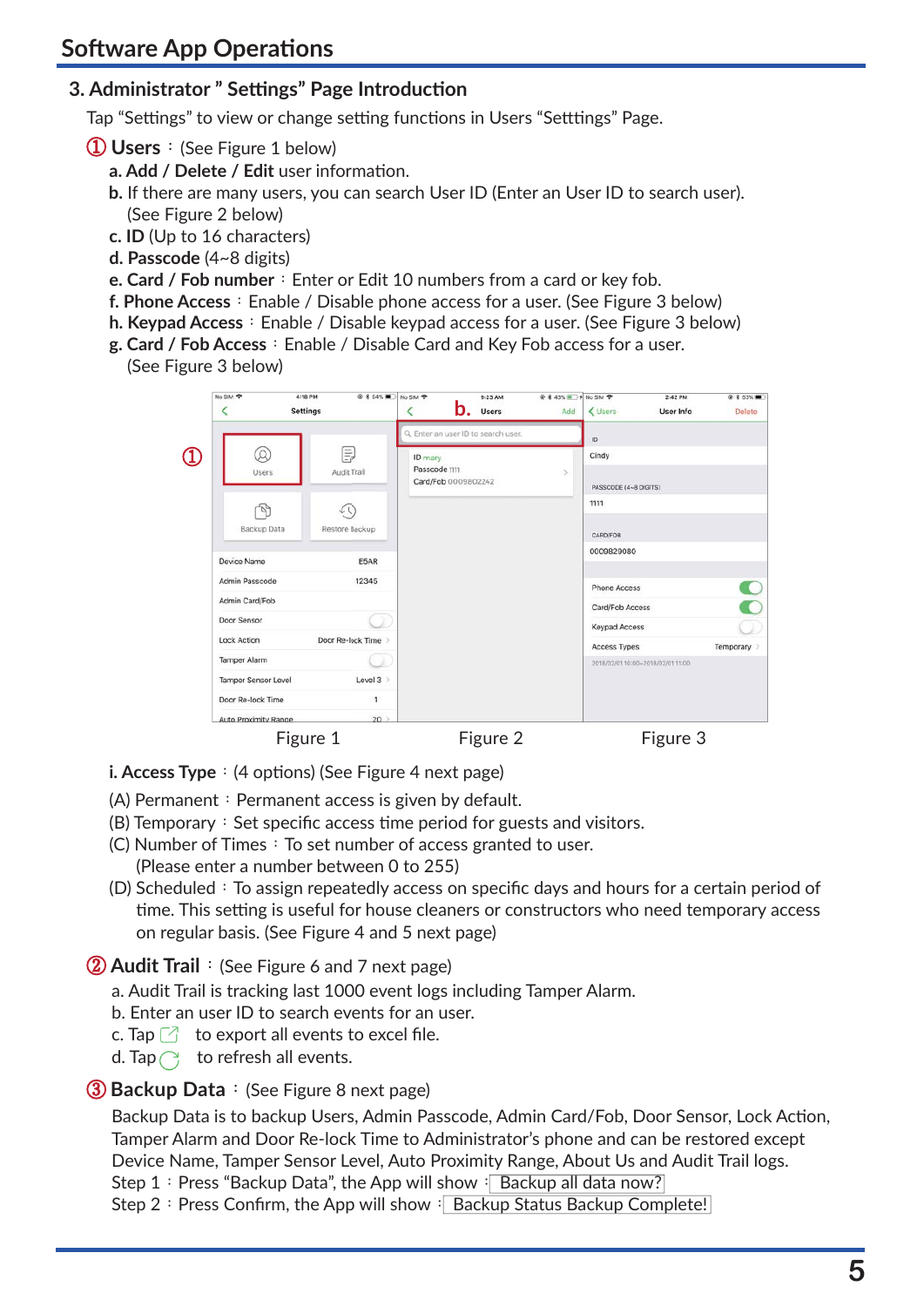# Software App Operations

## 3. Administrator " Settings" Page Introduction

Tap "Settings" to view or change setting functions in Users "Setttings" Page.

### ① Users : (See Figure 1 below)

**a. Add / Delete / Edit** user information.

**b.** If there are many users, you can search User ID (Enter an User ID to search user). (See Figure 2 below)

**c. ID** (Up to 16 characters)

**d. Passcode** (4~8 digits)

**e. Card / Fob number** : Enter or Edit 10 numbers from a card or key fob.

**f. Phone Access** : Enable / Disable phone access for a user. (See Figure 3 below)

**h. Keypad Access** : Enable / Disable keypad access for a user. (See Figure 3 below)

**g. Card / Fob Access** : Enable / Disable Card and Key Fob access for a user. (See Figure 3 below)

Figure 1　　Figure 2　　Figure 3

**i. Access Type** : (4 options) (See Figure 4 next page)

(A) Permanent : Permanent access is given by default.

(B) Temporary : Set specific access time period for guests and visitors.

(C) Number of Times : To set number of access granted to user. (Please enter a number between 0 to 255)

(D) Scheduled : To assign repeatedly access on specific days and hours for a certain period of time. This setting is useful for house cleaners or constructors who need temporary access on regular basis. (See Figure 4 and 5 next page)

### ② Audit Trail : (See Figure 6 and 7 next page)

a. Audit Trail is tracking last 1000 event logs including Tamper Alarm.

b. Enter an user ID to search events for an user.

c. Tap to export all events to excel file.

d. Tap to refresh all events.

### ③ Backup Data : (See Figure 8 next page)

Backup Data is to backup Users, Admin Passcode, Admin Card/Fob, Door Sensor, Lock Action, Tamper Alarm and Door Re-lock Time to Administrator's phone and can be restored except Device Name, Tamper Sensor Level, Auto Proximity Range, About Us and Audit Trail logs.

Step 1 : Press "Backup Data", the App will show : Backup all data now?

Step 2 : Press Confirm, the App will show : Backup Status Backup Complete!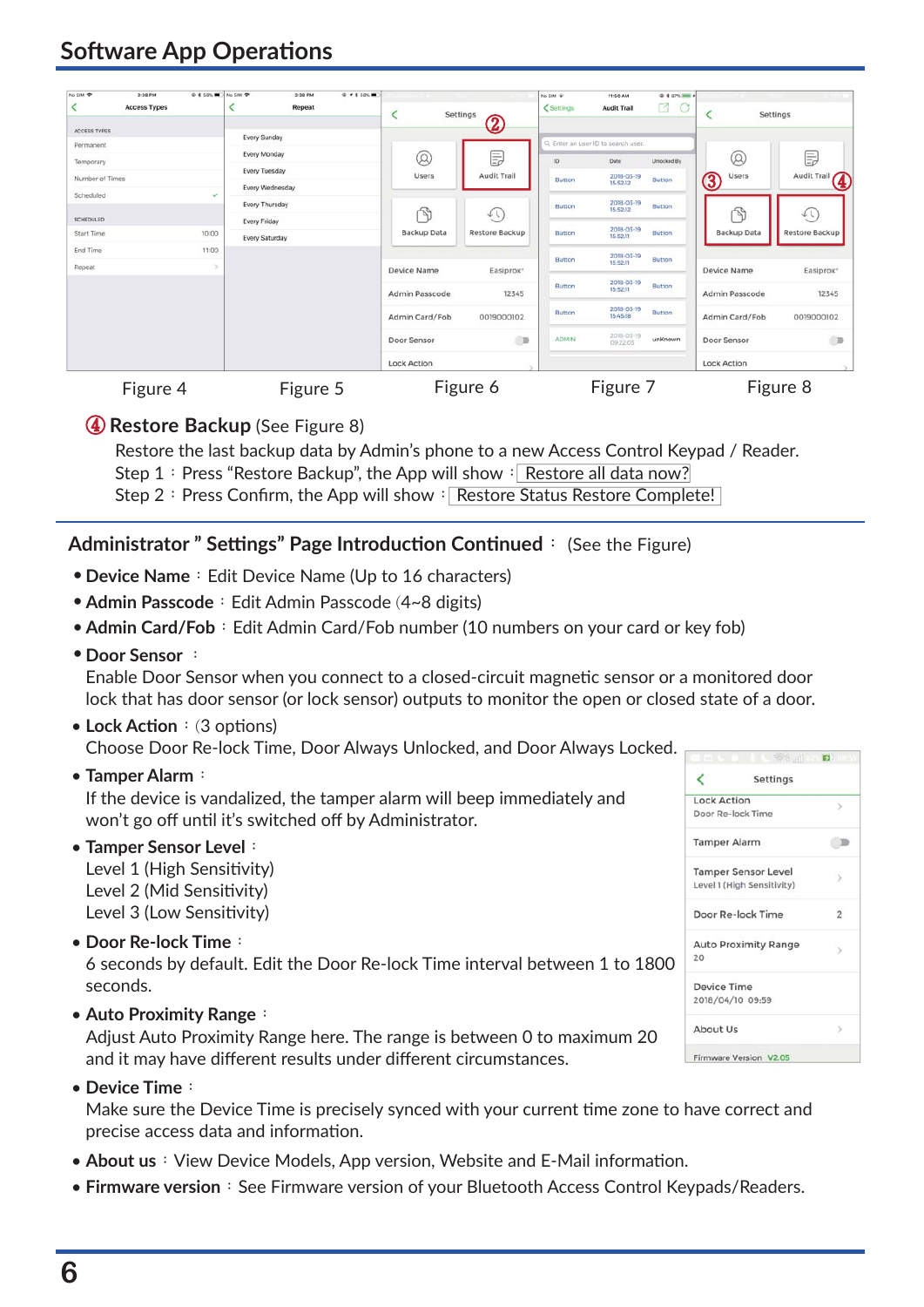## Software App Operations

Figure 4　　Figure 5　　Figure 6　　Figure 7　　Figure 8

④ **Restore Backup** (See Figure 8)

Restore the last backup data by Admin's phone to a new Access Control Keypad / Reader.

Step 1：Press "Restore Backup", the App will show：Restore all data now?

Step 2：Press Confirm, the App will show：Restore Status Restore Complete!

### Administrator " Settings" Page Introduction Continued：(See the Figure)

- **Device Name**：Edit Device Name (Up to 16 characters)
- **Admin Passcode**：Edit Admin Passcode (4~8 digits)
- **Admin Card/Fob**：Edit Admin Card/Fob number (10 numbers on your card or key fob)
- **Door Sensor**：
  Enable Door Sensor when you connect to a closed-circuit magnetic sensor or a monitored door lock that has door sensor (or lock sensor) outputs to monitor the open or closed state of a door.
- **Lock Action**：(3 options)
  Choose Door Re-lock Time, Door Always Unlocked, and Door Always Locked.
- **Tamper Alarm**：
  If the device is vandalized, the tamper alarm will beep immediately and won't go off until it's switched off by Administrator.
- **Tamper Sensor Level**：
  Level 1 (High Sensitivity)
  Level 2 (Mid Sensitivity)
  Level 3 (Low Sensitivity)
- **Door Re-lock Time**：
  6 seconds by default. Edit the Door Re-lock Time interval between 1 to 1800 seconds.
- **Auto Proximity Range**：
  Adjust Auto Proximity Range here. The range is between 0 to maximum 20 and it may have different results under different circumstances.
- **Device Time**：
  Make sure the Device Time is precisely synced with your current time zone to have correct and precise access data and information.
- **About us**：View Device Models, App version, Website and E-Mail information.
- **Firmware version**：See Firmware version of your Bluetooth Access Control Keypads/Readers.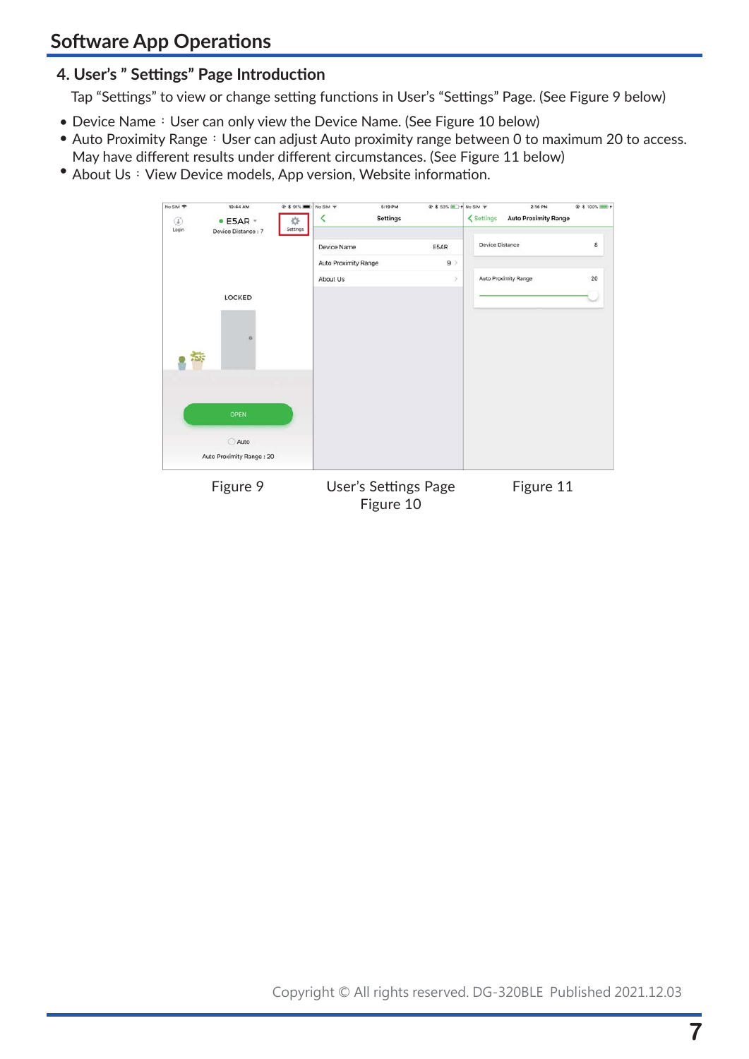# Software App Operations

## 4. User's " Settings" Page Introduction

Tap "Settings" to view or change setting functions in User's "Settings" Page. (See Figure 9 below)

- Device Name ∶ User can only view the Device Name. (See Figure 10 below)
- Auto Proximity Range ∶ User can adjust Auto proximity range between 0 to maximum 20 to access. May have different results under different circumstances. (See Figure 11 below)
- About Us ∶ View Device models, App version, Website information.

Figure 9

User's Settings Page
Figure 10

Figure 11

Copyright © All rights reserved. DG-320BLE Published 2021.12.03